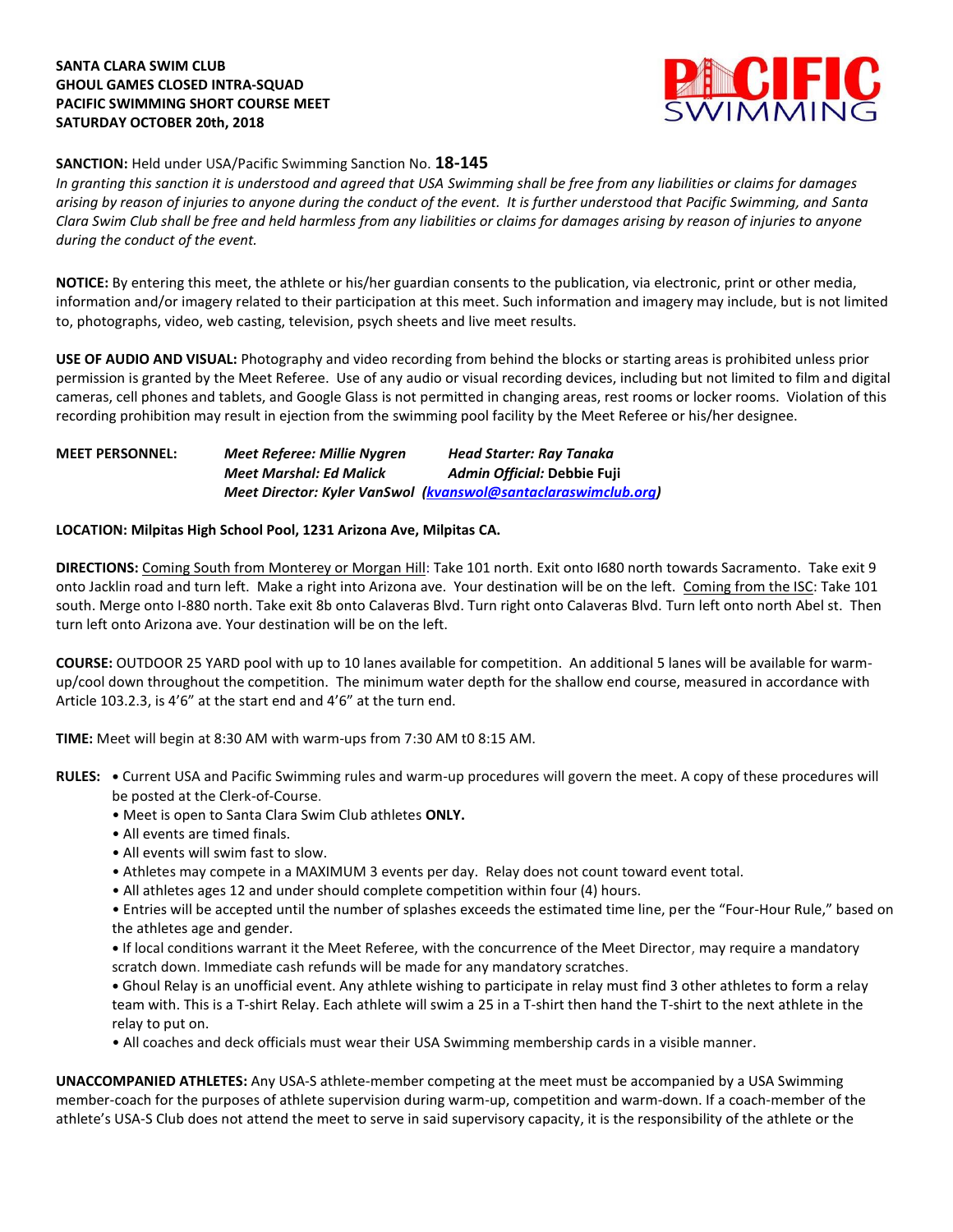**SANTA CLARA SWIM CLUB**
**GHOUL GAMES CLOSED INTRA-SQUAD**
**PACIFIC SWIMMING SHORT COURSE MEET**
**SATURDAY OCTOBER 20th, 2018**

**SANCTION:** Held under USA/Pacific Swimming Sanction No. **18-145**
*In granting this sanction it is understood and agreed that USA Swimming shall be free from any liabilities or claims for damages arising by reason of injuries to anyone during the conduct of the event. It is further understood that Pacific Swimming, and Santa Clara Swim Club shall be free and held harmless from any liabilities or claims for damages arising by reason of injuries to anyone during the conduct of the event.*

**NOTICE:** By entering this meet, the athlete or his/her guardian consents to the publication, via electronic, print or other media, information and/or imagery related to their participation at this meet. Such information and imagery may include, but is not limited to, photographs, video, web casting, television, psych sheets and live meet results.

**USE OF AUDIO AND VISUAL:** Photography and video recording from behind the blocks or starting areas is prohibited unless prior permission is granted by the Meet Referee. Use of any audio or visual recording devices, including but not limited to film and digital cameras, cell phones and tablets, and Google Glass is not permitted in changing areas, rest rooms or locker rooms. Violation of this recording prohibition may result in ejection from the swimming pool facility by the Meet Referee or his/her designee.

**MEET PERSONNEL:**
*Meet Referee: Millie Nygren* — *Head Starter: Ray Tanaka*
*Meet Marshal: Ed Malick* — *Admin Official:* **Debbie Fuji**
*Meet Director: Kyler VanSwol (kvanswol@santaclaraswimclub.org)*

**LOCATION: Milpitas High School Pool, 1231 Arizona Ave, Milpitas CA.**

**DIRECTIONS:** Coming South from Monterey or Morgan Hill: Take 101 north. Exit onto I680 north towards Sacramento. Take exit 9 onto Jacklin road and turn left. Make a right into Arizona ave. Your destination will be on the left. Coming from the ISC: Take 101 south. Merge onto I-880 north. Take exit 8b onto Calaveras Blvd. Turn right onto Calaveras Blvd. Turn left onto north Abel st. Then turn left onto Arizona ave. Your destination will be on the left.

**COURSE:** OUTDOOR 25 YARD pool with up to 10 lanes available for competition. An additional 5 lanes will be available for warm-up/cool down throughout the competition. The minimum water depth for the shallow end course, measured in accordance with Article 103.2.3, is 4'6" at the start end and 4'6" at the turn end.

**TIME:** Meet will begin at 8:30 AM with warm-ups from 7:30 AM t0 8:15 AM.

**RULES:**
- Current USA and Pacific Swimming rules and warm-up procedures will govern the meet. A copy of these procedures will be posted at the Clerk-of-Course.
- Meet is open to Santa Clara Swim Club athletes **ONLY.**
- All events are timed finals.
- All events will swim fast to slow.
- Athletes may compete in a MAXIMUM 3 events per day. Relay does not count toward event total.
- All athletes ages 12 and under should complete competition within four (4) hours.
- Entries will be accepted until the number of splashes exceeds the estimated time line, per the "Four-Hour Rule," based on the athletes age and gender.
- If local conditions warrant it the Meet Referee, with the concurrence of the Meet Director, may require a mandatory scratch down. Immediate cash refunds will be made for any mandatory scratches.
- Ghoul Relay is an unofficial event. Any athlete wishing to participate in relay must find 3 other athletes to form a relay team with. This is a T-shirt Relay. Each athlete will swim a 25 in a T-shirt then hand the T-shirt to the next athlete in the relay to put on.
- All coaches and deck officials must wear their USA Swimming membership cards in a visible manner.

**UNACCOMPANIED ATHLETES:** Any USA-S athlete-member competing at the meet must be accompanied by a USA Swimming member-coach for the purposes of athlete supervision during warm-up, competition and warm-down. If a coach-member of the athlete's USA-S Club does not attend the meet to serve in said supervisory capacity, it is the responsibility of the athlete or the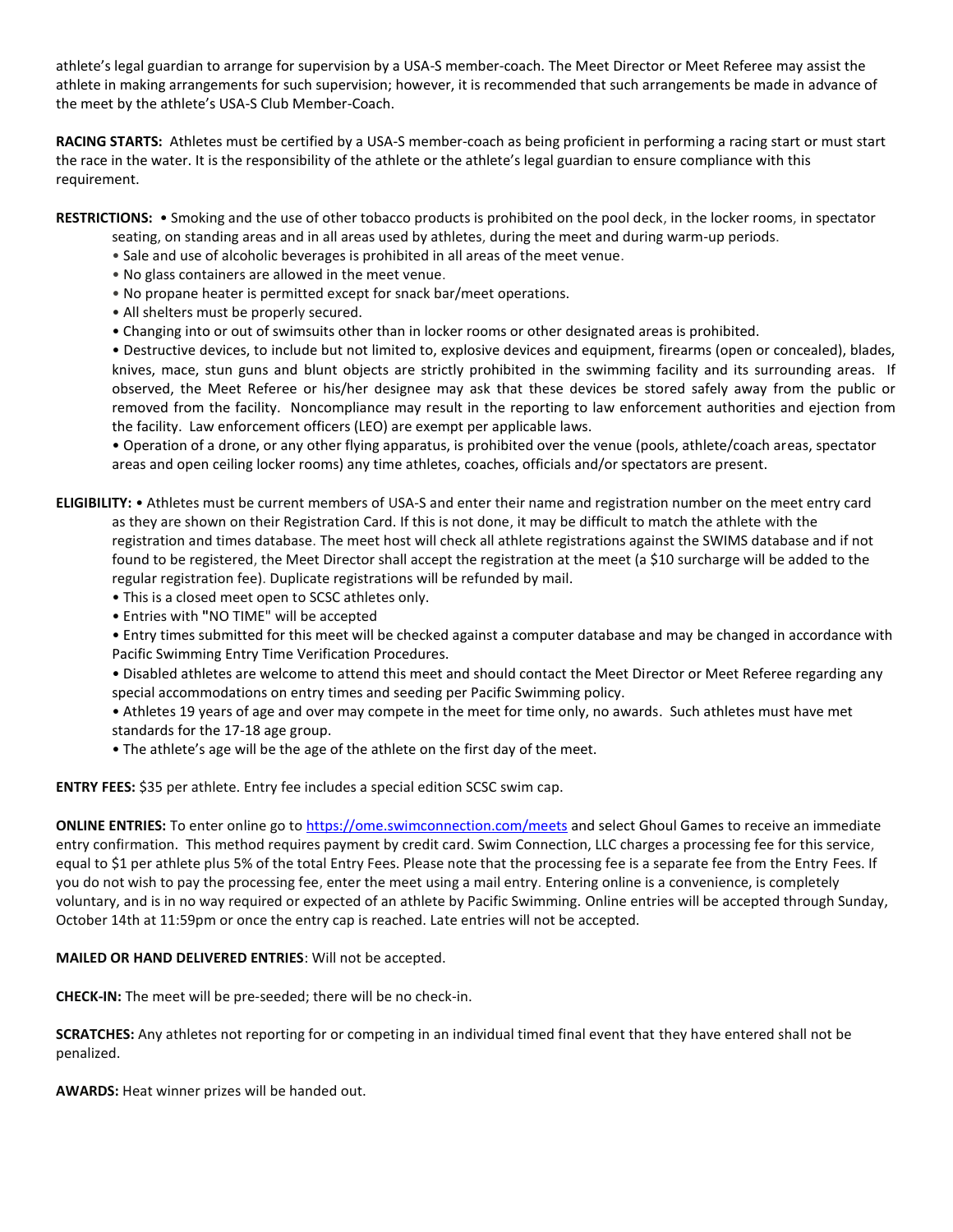athlete's legal guardian to arrange for supervision by a USA-S member-coach. The Meet Director or Meet Referee may assist the athlete in making arrangements for such supervision; however, it is recommended that such arrangements be made in advance of the meet by the athlete's USA-S Club Member-Coach.

**RACING STARTS:** Athletes must be certified by a USA-S member-coach as being proficient in performing a racing start or must start the race in the water. It is the responsibility of the athlete or the athlete's legal guardian to ensure compliance with this requirement.

**RESTRICTIONS:**
- Smoking and the use of other tobacco products is prohibited on the pool deck, in the locker rooms, in spectator seating, on standing areas and in all areas used by athletes, during the meet and during warm-up periods.
- Sale and use of alcoholic beverages is prohibited in all areas of the meet venue.
- No glass containers are allowed in the meet venue.
- No propane heater is permitted except for snack bar/meet operations.
- All shelters must be properly secured.
- Changing into or out of swimsuits other than in locker rooms or other designated areas is prohibited.
- Destructive devices, to include but not limited to, explosive devices and equipment, firearms (open or concealed), blades, knives, mace, stun guns and blunt objects are strictly prohibited in the swimming facility and its surrounding areas. If observed, the Meet Referee or his/her designee may ask that these devices be stored safely away from the public or removed from the facility. Noncompliance may result in the reporting to law enforcement authorities and ejection from the facility. Law enforcement officers (LEO) are exempt per applicable laws.
- Operation of a drone, or any other flying apparatus, is prohibited over the venue (pools, athlete/coach areas, spectator areas and open ceiling locker rooms) any time athletes, coaches, officials and/or spectators are present.

**ELIGIBILITY:**
- Athletes must be current members of USA-S and enter their name and registration number on the meet entry card as they are shown on their Registration Card. If this is not done, it may be difficult to match the athlete with the registration and times database. The meet host will check all athlete registrations against the SWIMS database and if not found to be registered, the Meet Director shall accept the registration at the meet (a $10 surcharge will be added to the regular registration fee). Duplicate registrations will be refunded by mail.
- This is a closed meet open to SCSC athletes only.
- Entries with "NO TIME" will be accepted
- Entry times submitted for this meet will be checked against a computer database and may be changed in accordance with Pacific Swimming Entry Time Verification Procedures.
- Disabled athletes are welcome to attend this meet and should contact the Meet Director or Meet Referee regarding any special accommodations on entry times and seeding per Pacific Swimming policy.
- Athletes 19 years of age and over may compete in the meet for time only, no awards. Such athletes must have met standards for the 17-18 age group.
- The athlete's age will be the age of the athlete on the first day of the meet.

**ENTRY FEES:** $35 per athlete. Entry fee includes a special edition SCSC swim cap.

**ONLINE ENTRIES:** To enter online go to https://ome.swimconnection.com/meets and select Ghoul Games to receive an immediate entry confirmation. This method requires payment by credit card. Swim Connection, LLC charges a processing fee for this service, equal to $1 per athlete plus 5% of the total Entry Fees. Please note that the processing fee is a separate fee from the Entry Fees. If you do not wish to pay the processing fee, enter the meet using a mail entry. Entering online is a convenience, is completely voluntary, and is in no way required or expected of an athlete by Pacific Swimming. Online entries will be accepted through Sunday, October 14th at 11:59pm or once the entry cap is reached. Late entries will not be accepted.

**MAILED OR HAND DELIVERED ENTRIES**: Will not be accepted.

**CHECK-IN:** The meet will be pre-seeded; there will be no check-in.

**SCRATCHES:** Any athletes not reporting for or competing in an individual timed final event that they have entered shall not be penalized.

**AWARDS:** Heat winner prizes will be handed out.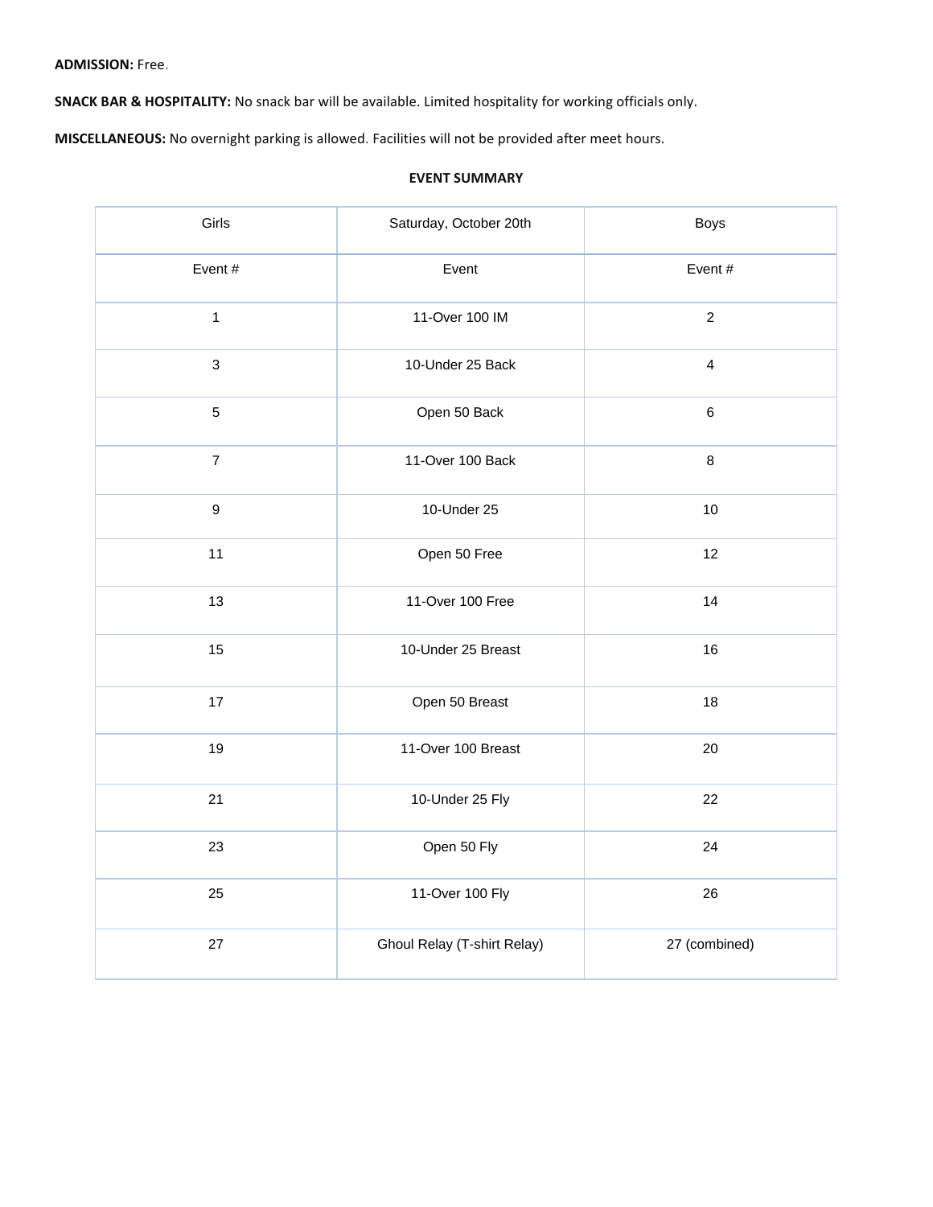**ADMISSION:** Free.

**SNACK BAR & HOSPITALITY:** No snack bar will be available. Limited hospitality for working officials only.

**MISCELLANEOUS:** No overnight parking is allowed. Facilities will not be provided after meet hours.

**EVENT SUMMARY**

| Girls | Saturday, October 20th | Boys |
|---|---|---|
| Event # | Event | Event # |
| 1 | 11-Over 100 IM | 2 |
| 3 | 10-Under 25 Back | 4 |
| 5 | Open 50 Back | 6 |
| 7 | 11-Over 100 Back | 8 |
| 9 | 10-Under 25 | 10 |
| 11 | Open 50 Free | 12 |
| 13 | 11-Over 100 Free | 14 |
| 15 | 10-Under 25 Breast | 16 |
| 17 | Open 50 Breast | 18 |
| 19 | 11-Over 100 Breast | 20 |
| 21 | 10-Under 25 Fly | 22 |
| 23 | Open 50 Fly | 24 |
| 25 | 11-Over 100 Fly | 26 |
| 27 | Ghoul Relay (T-shirt Relay) | 27 (combined) |